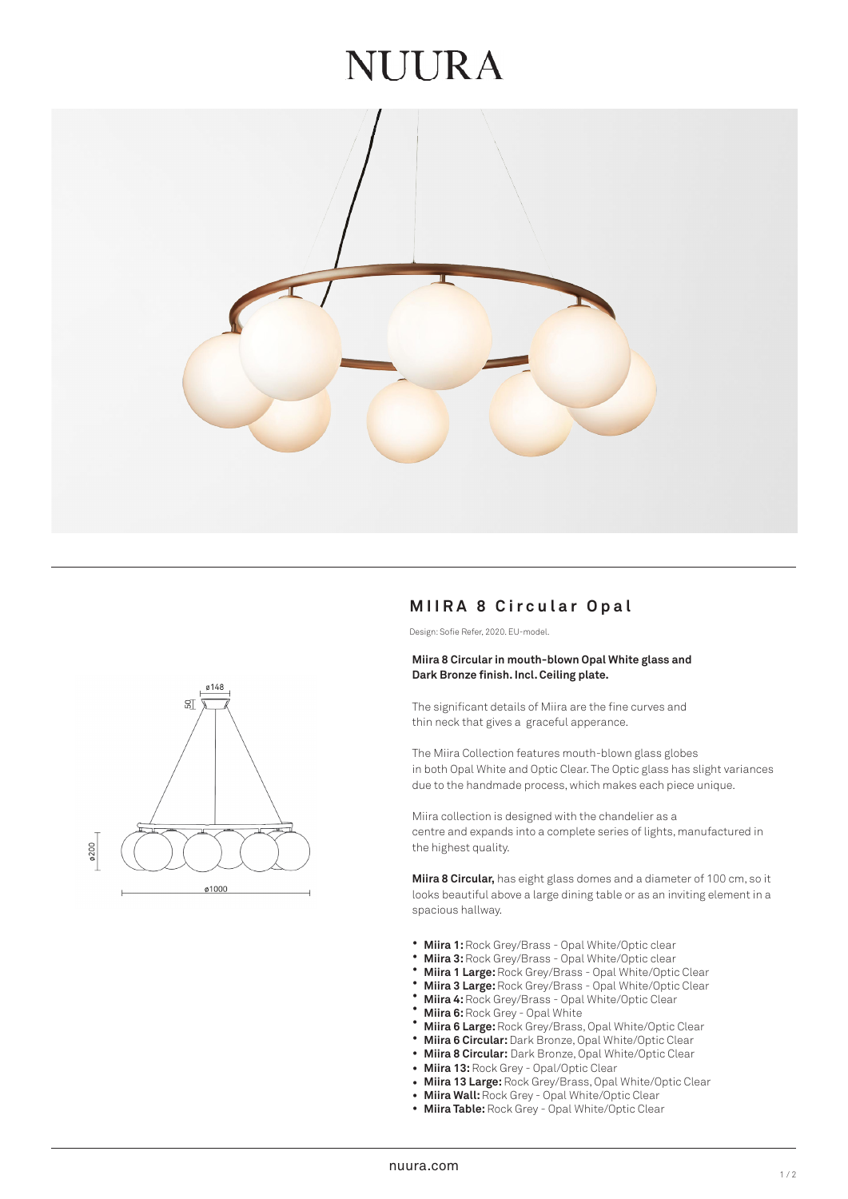# NUURA

## MIIRA 8 Circular Opal

Design: Sofie Refer, 2020. EU-model.

**Miira 8 Circular in mouth-blown Opal White glass and Dark Bronze finish. Incl. Ceiling plate.**

The significant details of Miira are the fine curves and thin neck that gives a graceful apperance.

The Miira Collection features mouth-blown glass globes in both Opal White and Optic Clear. The Optic glass has slight variances due to the handmade process, which makes each piece unique.

Miira collection is designed with the chandelier as a centre and expands into a complete series of lights, manufactured in the highest quality.

**Miira 8 Circular,** has eight glass domes and a diameter of 100 cm, so it looks beautiful above a large dining table or as an inviting element in a spacious hallway.

- **Miira 1:** Rock Grey/Brass - Opal White/Optic clear
- **Miira 3:** Rock Grey/Brass - Opal White/Optic clear
- **Miira 1 Large:** Rock Grey/Brass - Opal White/Optic Clear
- **Miira 3 Large:** Rock Grey/Brass - Opal White/Optic Clear
- **Miira 4:** Rock Grey/Brass - Opal White/Optic Clear
- **Miira 6:** Rock Grey - Opal White
- **Miira 6 Large:** Rock Grey/Brass, Opal White/Optic Clear
- **Miira 6 Circular:** Dark Bronze, Opal White/Optic Clear
- **Miira 8 Circular:** Dark Bronze, Opal White/Optic Clear
- **Miira 13:** Rock Grey - Opal/Optic Clear
- **Miira 13 Large:** Rock Grey/Brass, Opal White/Optic Clear
- **Miira Wall:** Rock Grey - Opal White/Optic Clear
- **Miira Table:** Rock Grey - Opal White/Optic Clear

nuura.com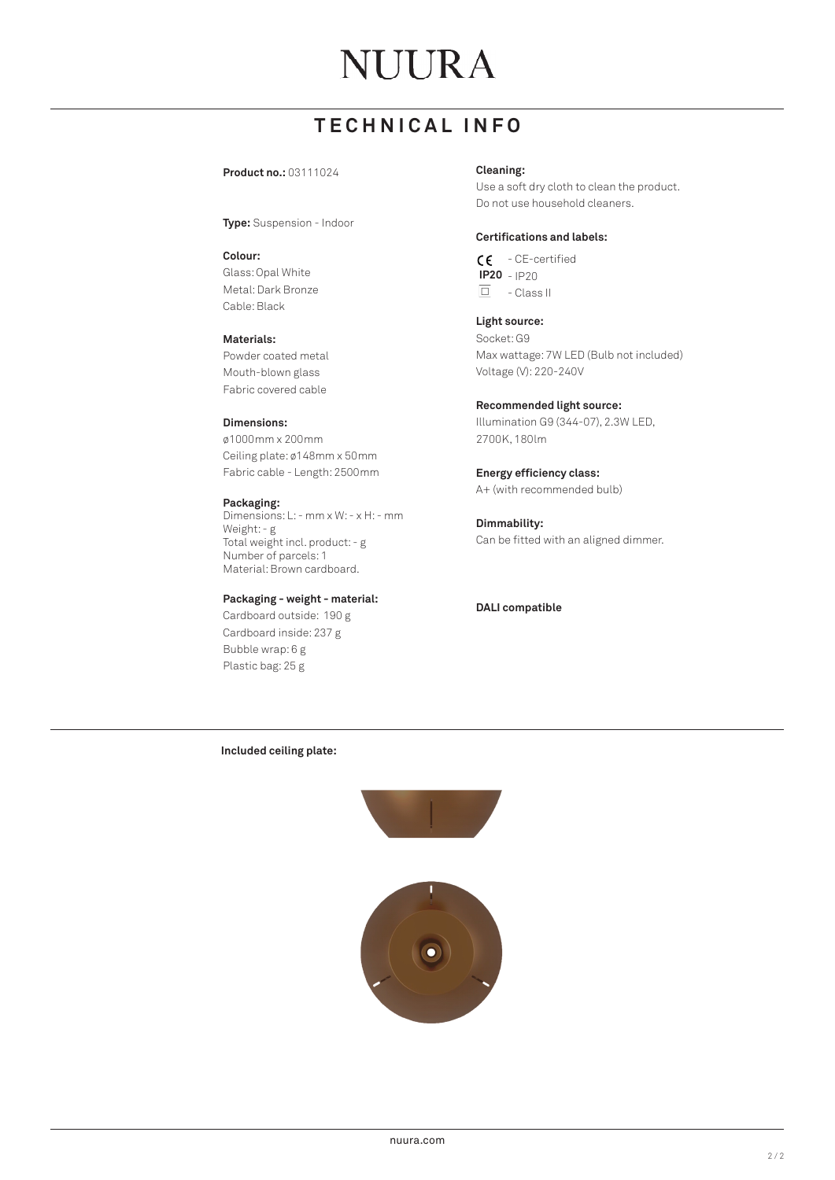# NUURA

## TECHNICAL INFO

**Product no.:** 03111024

**Type:** Suspension - Indoor

**Colour:**
Glass: Opal White
Metal: Dark Bronze
Cable: Black

**Materials:**
Powder coated metal
Mouth-blown glass
Fabric covered cable

**Dimensions:**
ø1000mm x 200mm
Ceiling plate: ø148mm x 50mm
Fabric cable - Length: 2500mm

**Packaging:**
Dimensions: L: - mm x W: - x H: - mm
Weight: - g
Total weight incl. product: - g
Number of parcels: 1
Material: Brown cardboard.

**Packaging - weight - material:**
Cardboard outside: 190 g
Cardboard inside: 237 g
Bubble wrap: 6 g
Plastic bag: 25 g

**Cleaning:**
Use a soft dry cloth to clean the product.
Do not use household cleaners.

**Certifications and labels:**
CE - CE-certified
IP20 - IP20
Class II symbol - Class II

**Light source:**
Socket: G9
Max wattage: 7W LED (Bulb not included)
Voltage (V): 220-240V

**Recommended light source:**
Illumination G9 (344-07), 2.3W LED, 2700K, 180lm

**Energy efficiency class:**
A+ (with recommended bulb)

**Dimmability:**
Can be fitted with an aligned dimmer.

**DALI compatible**

**Included ceiling plate:**

nuura.com